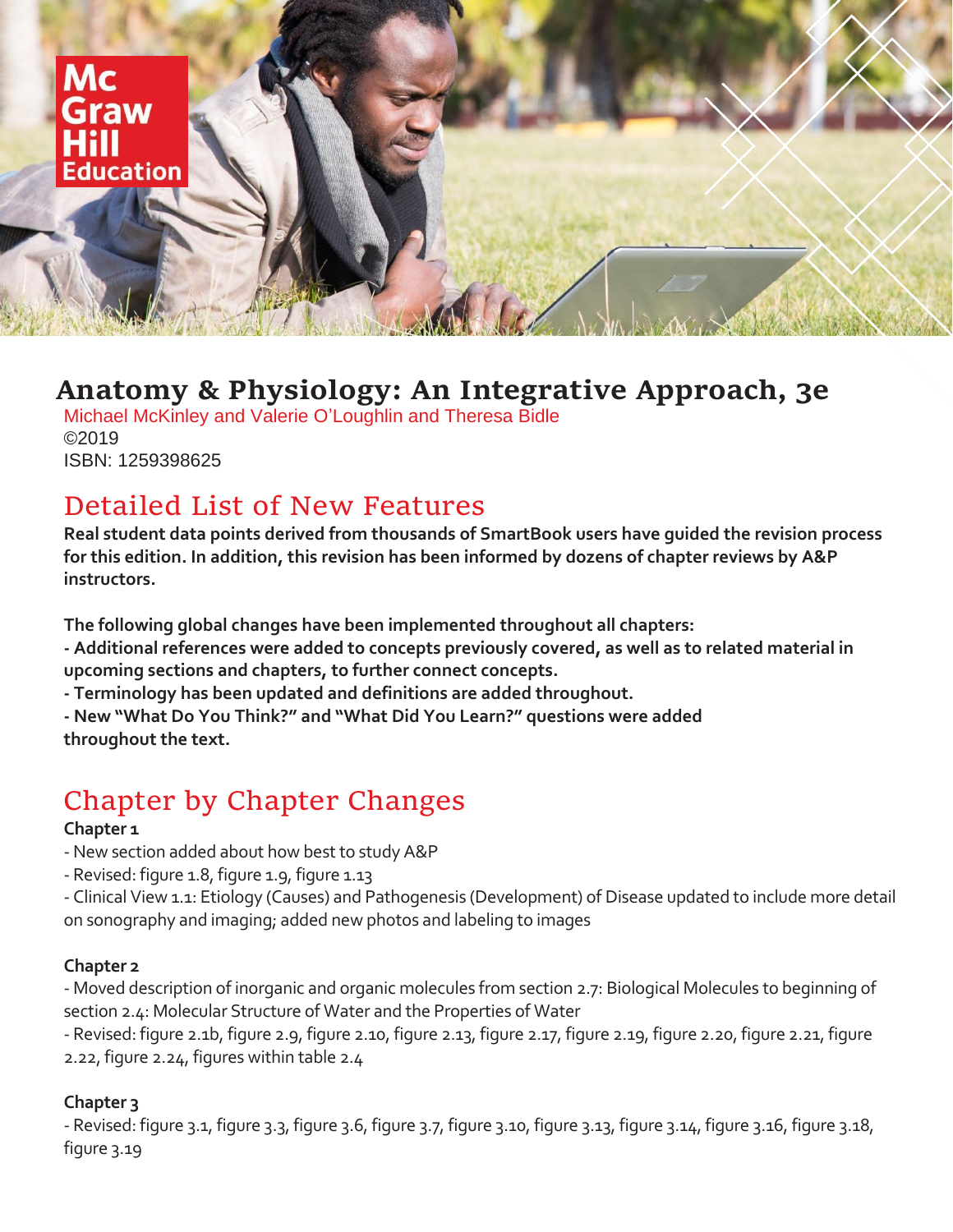# Anatomy & Physiology: An Integrative Approach, 3e

Michael McKinley and Valerie O'Loughlin and Theresa Bidle
©2019
ISBN: 1259398625

## Detailed List of New Features

**Real student data points derived from thousands of SmartBook users have guided the revision process for this edition. In addition, this revision has been informed by dozens of chapter reviews by A&P instructors.**

**The following global changes have been implemented throughout all chapters:**
**- Additional references were added to concepts previously covered, as well as to related material in upcoming sections and chapters, to further connect concepts.**
**- Terminology has been updated and definitions are added throughout.**
**- New "What Do You Think?" and "What Did You Learn?" questions were added throughout the text.**

## Chapter by Chapter Changes

### Chapter 1

- New section added about how best to study A&P
- Revised: figure 1.8, figure 1.9, figure 1.13
- Clinical View 1.1: Etiology (Causes) and Pathogenesis (Development) of Disease updated to include more detail on sonography and imaging; added new photos and labeling to images

### Chapter 2

- Moved description of inorganic and organic molecules from section 2.7: Biological Molecules to beginning of section 2.4: Molecular Structure of Water and the Properties of Water
- Revised: figure 2.1b, figure 2.9, figure 2.10, figure 2.13, figure 2.17, figure 2.19, figure 2.20, figure 2.21, figure 2.22, figure 2.24, figures within table 2.4

### Chapter 3

- Revised: figure 3.1, figure 3.3, figure 3.6, figure 3.7, figure 3.10, figure 3.13, figure 3.14, figure 3.16, figure 3.18, figure 3.19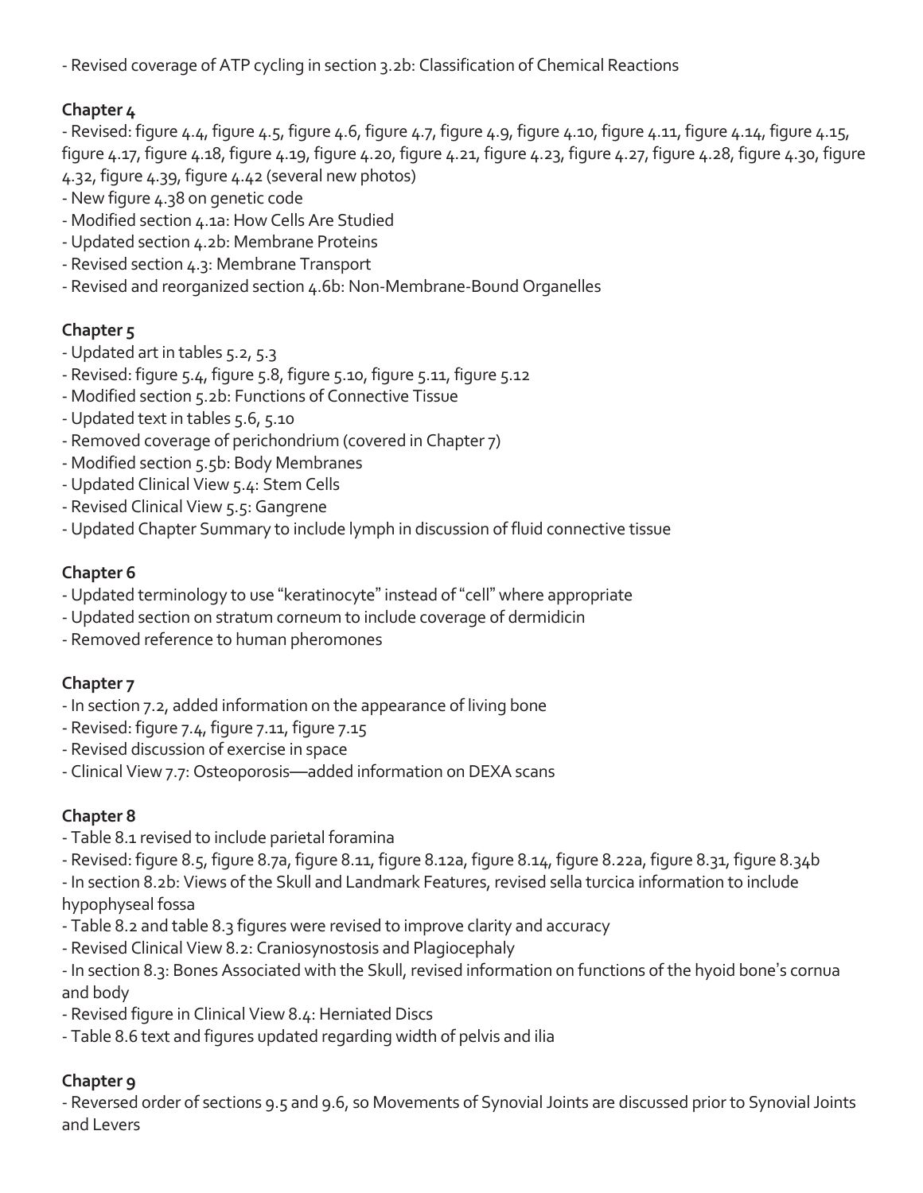- Revised coverage of ATP cycling in section 3.2b: Classification of Chemical Reactions

**Chapter 4**

- Revised: figure 4.4, figure 4.5, figure 4.6, figure 4.7, figure 4.9, figure 4.10, figure 4.11, figure 4.14, figure 4.15, figure 4.17, figure 4.18, figure 4.19, figure 4.20, figure 4.21, figure 4.23, figure 4.27, figure 4.28, figure 4.30, figure 4.32, figure 4.39, figure 4.42 (several new photos)
- New figure 4.38 on genetic code
- Modified section 4.1a: How Cells Are Studied
- Updated section 4.2b: Membrane Proteins
- Revised section 4.3: Membrane Transport
- Revised and reorganized section 4.6b: Non-Membrane-Bound Organelles

**Chapter 5**

- Updated art in tables 5.2, 5.3
- Revised: figure 5.4, figure 5.8, figure 5.10, figure 5.11, figure 5.12
- Modified section 5.2b: Functions of Connective Tissue
- Updated text in tables 5.6, 5.10
- Removed coverage of perichondrium (covered in Chapter 7)
- Modified section 5.5b: Body Membranes
- Updated Clinical View 5.4: Stem Cells
- Revised Clinical View 5.5: Gangrene
- Updated Chapter Summary to include lymph in discussion of fluid connective tissue

**Chapter 6**

- Updated terminology to use "keratinocyte" instead of "cell" where appropriate
- Updated section on stratum corneum to include coverage of dermidicin
- Removed reference to human pheromones

**Chapter 7**

- In section 7.2, added information on the appearance of living bone
- Revised: figure 7.4, figure 7.11, figure 7.15
- Revised discussion of exercise in space
- Clinical View 7.7: Osteoporosis—added information on DEXA scans

**Chapter 8**

- Table 8.1 revised to include parietal foramina
- Revised: figure 8.5, figure 8.7a, figure 8.11, figure 8.12a, figure 8.14, figure 8.22a, figure 8.31, figure 8.34b
- In section 8.2b: Views of the Skull and Landmark Features, revised sella turcica information to include hypophyseal fossa
- Table 8.2 and table 8.3 figures were revised to improve clarity and accuracy
- Revised Clinical View 8.2: Craniosynostosis and Plagiocephaly
- In section 8.3: Bones Associated with the Skull, revised information on functions of the hyoid bone's cornua and body
- Revised figure in Clinical View 8.4: Herniated Discs
- Table 8.6 text and figures updated regarding width of pelvis and ilia

**Chapter 9**

- Reversed order of sections 9.5 and 9.6, so Movements of Synovial Joints are discussed prior to Synovial Joints and Levers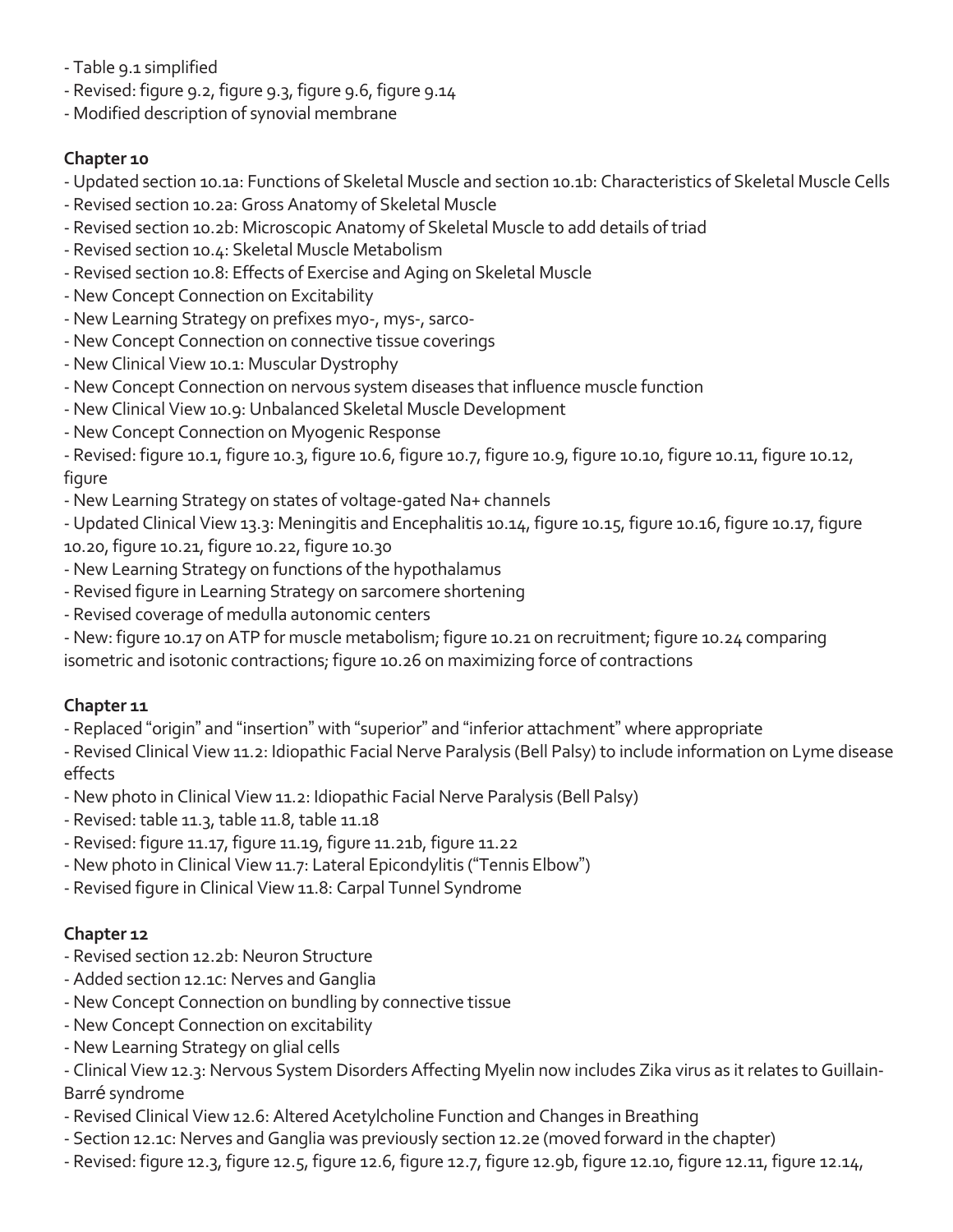- Table 9.1 simplified
- Revised: figure 9.2, figure 9.3, figure 9.6, figure 9.14
- Modified description of synovial membrane

**Chapter 10**

- Updated section 10.1a: Functions of Skeletal Muscle and section 10.1b: Characteristics of Skeletal Muscle Cells
- Revised section 10.2a: Gross Anatomy of Skeletal Muscle
- Revised section 10.2b: Microscopic Anatomy of Skeletal Muscle to add details of triad
- Revised section 10.4: Skeletal Muscle Metabolism
- Revised section 10.8: Effects of Exercise and Aging on Skeletal Muscle
- New Concept Connection on Excitability
- New Learning Strategy on prefixes myo-, mys-, sarco-
- New Concept Connection on connective tissue coverings
- New Clinical View 10.1: Muscular Dystrophy
- New Concept Connection on nervous system diseases that influence muscle function
- New Clinical View 10.9: Unbalanced Skeletal Muscle Development
- New Concept Connection on Myogenic Response
- Revised: figure 10.1, figure 10.3, figure 10.6, figure 10.7, figure 10.9, figure 10.10, figure 10.11, figure 10.12, figure
- New Learning Strategy on states of voltage-gated Na+ channels
- Updated Clinical View 13.3: Meningitis and Encephalitis 10.14, figure 10.15, figure 10.16, figure 10.17, figure 10.20, figure 10.21, figure 10.22, figure 10.30
- New Learning Strategy on functions of the hypothalamus
- Revised figure in Learning Strategy on sarcomere shortening
- Revised coverage of medulla autonomic centers
- New: figure 10.17 on ATP for muscle metabolism; figure 10.21 on recruitment; figure 10.24 comparing isometric and isotonic contractions; figure 10.26 on maximizing force of contractions

**Chapter 11**

- Replaced "origin" and "insertion" with "superior" and "inferior attachment" where appropriate
- Revised Clinical View 11.2: Idiopathic Facial Nerve Paralysis (Bell Palsy) to include information on Lyme disease effects
- New photo in Clinical View 11.2: Idiopathic Facial Nerve Paralysis (Bell Palsy)
- Revised: table 11.3, table 11.8, table 11.18
- Revised: figure 11.17, figure 11.19, figure 11.21b, figure 11.22
- New photo in Clinical View 11.7: Lateral Epicondylitis ("Tennis Elbow")
- Revised figure in Clinical View 11.8: Carpal Tunnel Syndrome

**Chapter 12**

- Revised section 12.2b: Neuron Structure
- Added section 12.1c: Nerves and Ganglia
- New Concept Connection on bundling by connective tissue
- New Concept Connection on excitability
- New Learning Strategy on glial cells
- Clinical View 12.3: Nervous System Disorders Affecting Myelin now includes Zika virus as it relates to Guillain-Barré syndrome
- Revised Clinical View 12.6: Altered Acetylcholine Function and Changes in Breathing
- Section 12.1c: Nerves and Ganglia was previously section 12.2e (moved forward in the chapter)
- Revised: figure 12.3, figure 12.5, figure 12.6, figure 12.7, figure 12.9b, figure 12.10, figure 12.11, figure 12.14,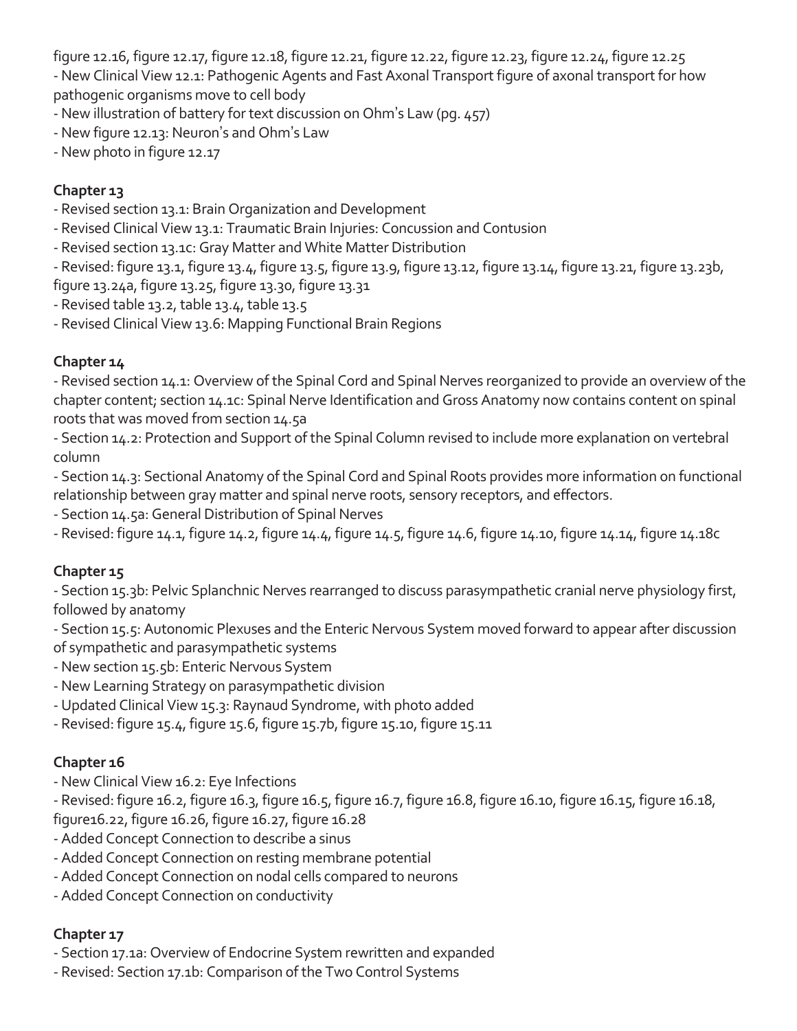figure 12.16, figure 12.17, figure 12.18, figure 12.21, figure 12.22, figure 12.23, figure 12.24, figure 12.25
- New Clinical View 12.1: Pathogenic Agents and Fast Axonal Transport figure of axonal transport for how pathogenic organisms move to cell body
- New illustration of battery for text discussion on Ohm's Law (pg. 457)
- New figure 12.13: Neuron's and Ohm's Law
- New photo in figure 12.17

**Chapter 13**

- Revised section 13.1: Brain Organization and Development
- Revised Clinical View 13.1: Traumatic Brain Injuries: Concussion and Contusion
- Revised section 13.1c: Gray Matter and White Matter Distribution
- Revised: figure 13.1, figure 13.4, figure 13.5, figure 13.9, figure 13.12, figure 13.14, figure 13.21, figure 13.23b, figure 13.24a, figure 13.25, figure 13.30, figure 13.31
- Revised table 13.2, table 13.4, table 13.5
- Revised Clinical View 13.6: Mapping Functional Brain Regions

**Chapter 14**

- Revised section 14.1: Overview of the Spinal Cord and Spinal Nerves reorganized to provide an overview of the chapter content; section 14.1c: Spinal Nerve Identification and Gross Anatomy now contains content on spinal roots that was moved from section 14.5a
- Section 14.2: Protection and Support of the Spinal Column revised to include more explanation on vertebral column
- Section 14.3: Sectional Anatomy of the Spinal Cord and Spinal Roots provides more information on functional relationship between gray matter and spinal nerve roots, sensory receptors, and effectors.
- Section 14.5a: General Distribution of Spinal Nerves
- Revised: figure 14.1, figure 14.2, figure 14.4, figure 14.5, figure 14.6, figure 14.10, figure 14.14, figure 14.18c

**Chapter 15**

- Section 15.3b: Pelvic Splanchnic Nerves rearranged to discuss parasympathetic cranial nerve physiology first, followed by anatomy
- Section 15.5: Autonomic Plexuses and the Enteric Nervous System moved forward to appear after discussion of sympathetic and parasympathetic systems
- New section 15.5b: Enteric Nervous System
- New Learning Strategy on parasympathetic division
- Updated Clinical View 15.3: Raynaud Syndrome, with photo added
- Revised: figure 15.4, figure 15.6, figure 15.7b, figure 15.10, figure 15.11

**Chapter 16**

- New Clinical View 16.2: Eye Infections
- Revised: figure 16.2, figure 16.3, figure 16.5, figure 16.7, figure 16.8, figure 16.10, figure 16.15, figure 16.18, figure16.22, figure 16.26, figure 16.27, figure 16.28
- Added Concept Connection to describe a sinus
- Added Concept Connection on resting membrane potential
- Added Concept Connection on nodal cells compared to neurons
- Added Concept Connection on conductivity

**Chapter 17**

- Section 17.1a: Overview of Endocrine System rewritten and expanded
- Revised: Section 17.1b: Comparison of the Two Control Systems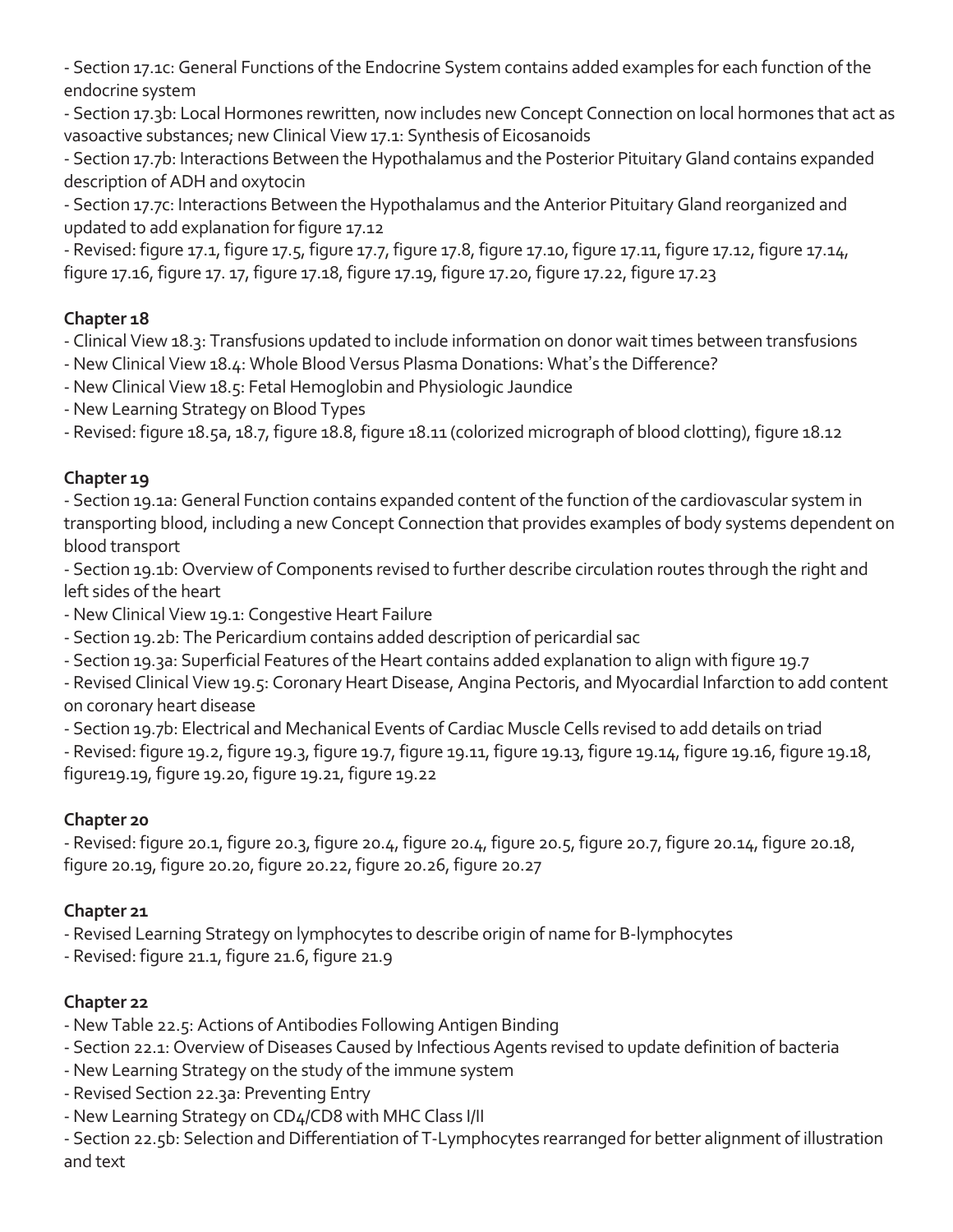- Section 17.1c: General Functions of the Endocrine System contains added examples for each function of the endocrine system
- Section 17.3b: Local Hormones rewritten, now includes new Concept Connection on local hormones that act as vasoactive substances; new Clinical View 17.1: Synthesis of Eicosanoids
- Section 17.7b: Interactions Between the Hypothalamus and the Posterior Pituitary Gland contains expanded description of ADH and oxytocin
- Section 17.7c: Interactions Between the Hypothalamus and the Anterior Pituitary Gland reorganized and updated to add explanation for figure 17.12
- Revised: figure 17.1, figure 17.5, figure 17.7, figure 17.8, figure 17.10, figure 17.11, figure 17.12, figure 17.14, figure 17.16, figure 17. 17, figure 17.18, figure 17.19, figure 17.20, figure 17.22, figure 17.23

**Chapter 18**

- Clinical View 18.3: Transfusions updated to include information on donor wait times between transfusions
- New Clinical View 18.4: Whole Blood Versus Plasma Donations: What's the Difference?
- New Clinical View 18.5: Fetal Hemoglobin and Physiologic Jaundice
- New Learning Strategy on Blood Types
- Revised: figure 18.5a, 18.7, figure 18.8, figure 18.11 (colorized micrograph of blood clotting), figure 18.12

**Chapter 19**

- Section 19.1a: General Function contains expanded content of the function of the cardiovascular system in transporting blood, including a new Concept Connection that provides examples of body systems dependent on blood transport
- Section 19.1b: Overview of Components revised to further describe circulation routes through the right and left sides of the heart
- New Clinical View 19.1: Congestive Heart Failure
- Section 19.2b: The Pericardium contains added description of pericardial sac
- Section 19.3a: Superficial Features of the Heart contains added explanation to align with figure 19.7
- Revised Clinical View 19.5: Coronary Heart Disease, Angina Pectoris, and Myocardial Infarction to add content on coronary heart disease
- Section 19.7b: Electrical and Mechanical Events of Cardiac Muscle Cells revised to add details on triad
- Revised: figure 19.2, figure 19.3, figure 19.7, figure 19.11, figure 19.13, figure 19.14, figure 19.16, figure 19.18, figure19.19, figure 19.20, figure 19.21, figure 19.22

**Chapter 20**

- Revised: figure 20.1, figure 20.3, figure 20.4, figure 20.4, figure 20.5, figure 20.7, figure 20.14, figure 20.18, figure 20.19, figure 20.20, figure 20.22, figure 20.26, figure 20.27

**Chapter 21**

- Revised Learning Strategy on lymphocytes to describe origin of name for B-lymphocytes
- Revised: figure 21.1, figure 21.6, figure 21.9

**Chapter 22**

- New Table 22.5: Actions of Antibodies Following Antigen Binding
- Section 22.1: Overview of Diseases Caused by Infectious Agents revised to update definition of bacteria
- New Learning Strategy on the study of the immune system
- Revised Section 22.3a: Preventing Entry
- New Learning Strategy on CD4/CD8 with MHC Class I/II
- Section 22.5b: Selection and Differentiation of T-Lymphocytes rearranged for better alignment of illustration and text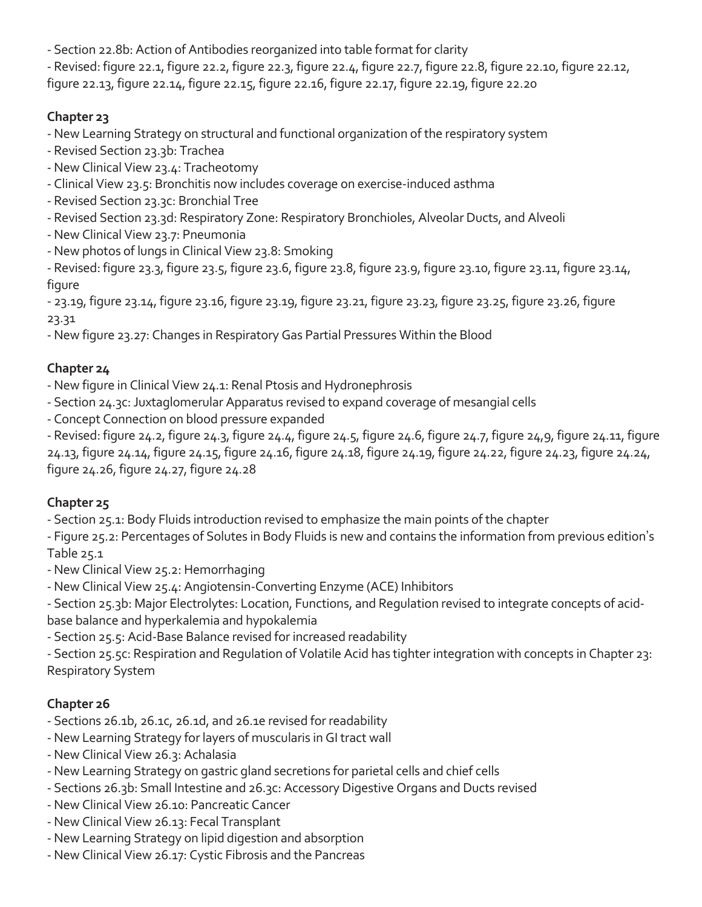- Section 22.8b: Action of Antibodies reorganized into table format for clarity
- Revised: figure 22.1, figure 22.2, figure 22.3, figure 22.4, figure 22.7, figure 22.8, figure 22.10, figure 22.12, figure 22.13, figure 22.14, figure 22.15, figure 22.16, figure 22.17, figure 22.19, figure 22.20

**Chapter 23**

- New Learning Strategy on structural and functional organization of the respiratory system
- Revised Section 23.3b: Trachea
- New Clinical View 23.4: Tracheotomy
- Clinical View 23.5: Bronchitis now includes coverage on exercise-induced asthma
- Revised Section 23.3c: Bronchial Tree
- Revised Section 23.3d: Respiratory Zone: Respiratory Bronchioles, Alveolar Ducts, and Alveoli
- New Clinical View 23.7: Pneumonia
- New photos of lungs in Clinical View 23.8: Smoking
- Revised: figure 23.3, figure 23.5, figure 23.6, figure 23.8, figure 23.9, figure 23.10, figure 23.11, figure 23.14, figure
- 23.19, figure 23.14, figure 23.16, figure 23.19, figure 23.21, figure 23.23, figure 23.25, figure 23.26, figure 23.31
- New figure 23.27: Changes in Respiratory Gas Partial Pressures Within the Blood

**Chapter 24**

- New figure in Clinical View 24.1: Renal Ptosis and Hydronephrosis
- Section 24.3c: Juxtaglomerular Apparatus revised to expand coverage of mesangial cells
- Concept Connection on blood pressure expanded
- Revised: figure 24.2, figure 24.3, figure 24.4, figure 24.5, figure 24.6, figure 24.7, figure 24,9, figure 24.11, figure 24.13, figure 24.14, figure 24.15, figure 24.16, figure 24.18, figure 24.19, figure 24.22, figure 24.23, figure 24.24, figure 24.26, figure 24.27, figure 24.28

**Chapter 25**

- Section 25.1: Body Fluids introduction revised to emphasize the main points of the chapter
- Figure 25.2: Percentages of Solutes in Body Fluids is new and contains the information from previous edition's Table 25.1
- New Clinical View 25.2: Hemorrhaging
- New Clinical View 25.4: Angiotensin-Converting Enzyme (ACE) Inhibitors
- Section 25.3b: Major Electrolytes: Location, Functions, and Regulation revised to integrate concepts of acid-base balance and hyperkalemia and hypokalemia
- Section 25.5: Acid-Base Balance revised for increased readability
- Section 25.5c: Respiration and Regulation of Volatile Acid has tighter integration with concepts in Chapter 23: Respiratory System

**Chapter 26**

- Sections 26.1b, 26.1c, 26.1d, and 26.1e revised for readability
- New Learning Strategy for layers of muscularis in GI tract wall
- New Clinical View 26.3: Achalasia
- New Learning Strategy on gastric gland secretions for parietal cells and chief cells
- Sections 26.3b: Small Intestine and 26.3c: Accessory Digestive Organs and Ducts revised
- New Clinical View 26.10: Pancreatic Cancer
- New Clinical View 26.13: Fecal Transplant
- New Learning Strategy on lipid digestion and absorption
- New Clinical View 26.17: Cystic Fibrosis and the Pancreas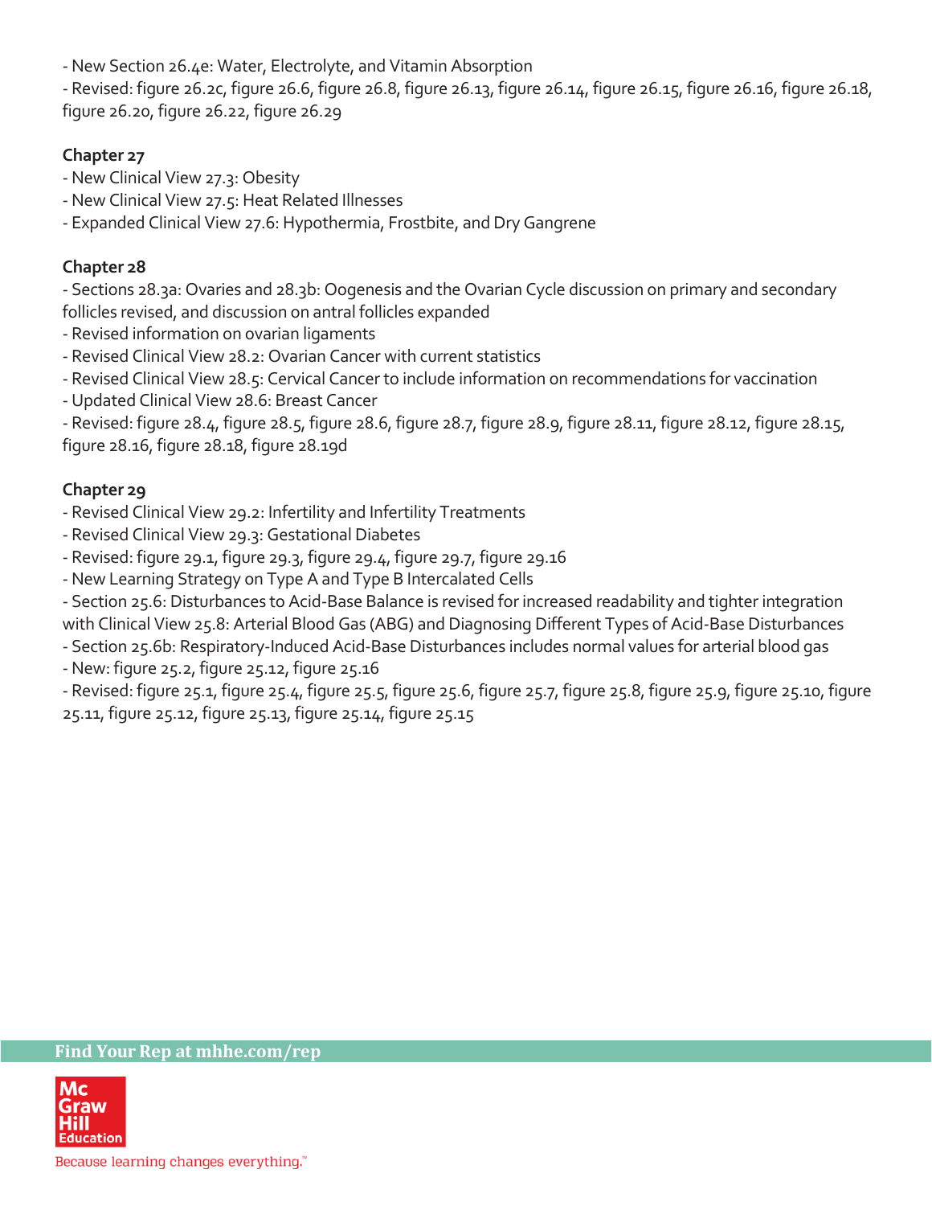- New Section 26.4e: Water, Electrolyte, and Vitamin Absorption
- Revised: figure 26.2c, figure 26.6, figure 26.8, figure 26.13, figure 26.14, figure 26.15, figure 26.16, figure 26.18, figure 26.20, figure 26.22, figure 26.29

**Chapter 27**

- New Clinical View 27.3: Obesity
- New Clinical View 27.5: Heat Related Illnesses
- Expanded Clinical View 27.6: Hypothermia, Frostbite, and Dry Gangrene

**Chapter 28**

- Sections 28.3a: Ovaries and 28.3b: Oogenesis and the Ovarian Cycle discussion on primary and secondary follicles revised, and discussion on antral follicles expanded
- Revised information on ovarian ligaments
- Revised Clinical View 28.2: Ovarian Cancer with current statistics
- Revised Clinical View 28.5: Cervical Cancer to include information on recommendations for vaccination
- Updated Clinical View 28.6: Breast Cancer
- Revised: figure 28.4, figure 28.5, figure 28.6, figure 28.7, figure 28.9, figure 28.11, figure 28.12, figure 28.15, figure 28.16, figure 28.18, figure 28.19d

**Chapter 29**

- Revised Clinical View 29.2: Infertility and Infertility Treatments
- Revised Clinical View 29.3: Gestational Diabetes
- Revised: figure 29.1, figure 29.3, figure 29.4, figure 29.7, figure 29.16
- New Learning Strategy on Type A and Type B Intercalated Cells
- Section 25.6: Disturbances to Acid-Base Balance is revised for increased readability and tighter integration with Clinical View 25.8: Arterial Blood Gas (ABG) and Diagnosing Different Types of Acid-Base Disturbances
- Section 25.6b: Respiratory-Induced Acid-Base Disturbances includes normal values for arterial blood gas
- New: figure 25.2, figure 25.12, figure 25.16
- Revised: figure 25.1, figure 25.4, figure 25.5, figure 25.6, figure 25.7, figure 25.8, figure 25.9, figure 25.10, figure 25.11, figure 25.12, figure 25.13, figure 25.14, figure 25.15

**Find Your Rep at mhhe.com/rep**

McGraw Hill Education

Because learning changes everything.™